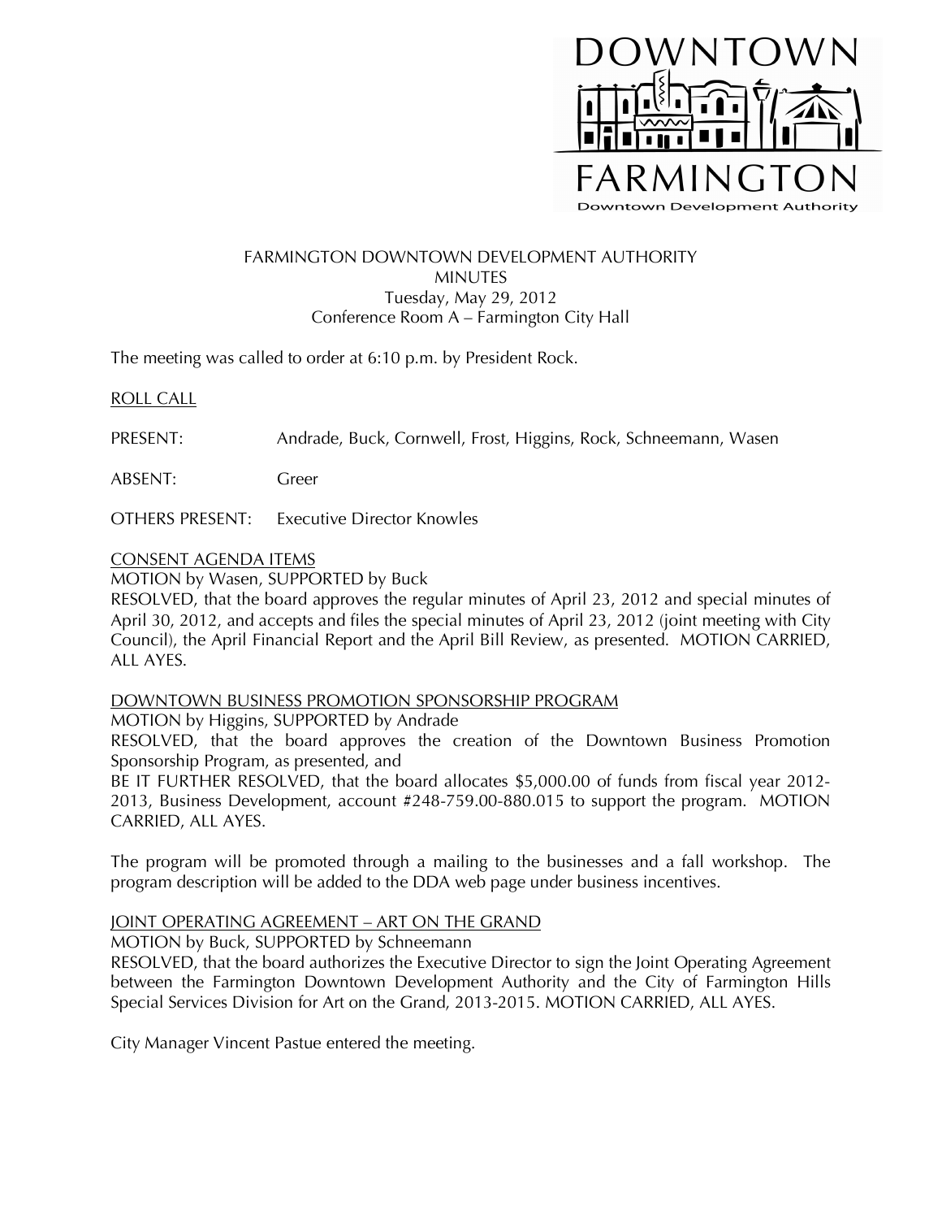DOWNTOWN FARMINGTON
Downtown Development Authority

# FARMINGTON DOWNTOWN DEVELOPMENT AUTHORITY
## MINUTES
Tuesday, May 29, 2012
Conference Room A – Farmington City Hall

The meeting was called to order at 6:10 p.m. by President Rock.

ROLL CALL

PRESENT: Andrade, Buck, Cornwell, Frost, Higgins, Rock, Schneemann, Wasen

ABSENT: Greer

OTHERS PRESENT: Executive Director Knowles

CONSENT AGENDA ITEMS

MOTION by Wasen, SUPPORTED by Buck

RESOLVED, that the board approves the regular minutes of April 23, 2012 and special minutes of April 30, 2012, and accepts and files the special minutes of April 23, 2012 (joint meeting with City Council), the April Financial Report and the April Bill Review, as presented. MOTION CARRIED, ALL AYES.

DOWNTOWN BUSINESS PROMOTION SPONSORSHIP PROGRAM

MOTION by Higgins, SUPPORTED by Andrade

RESOLVED, that the board approves the creation of the Downtown Business Promotion Sponsorship Program, as presented, and

BE IT FURTHER RESOLVED, that the board allocates $5,000.00 of funds from fiscal year 2012-2013, Business Development, account #248-759.00-880.015 to support the program. MOTION CARRIED, ALL AYES.

The program will be promoted through a mailing to the businesses and a fall workshop. The program description will be added to the DDA web page under business incentives.

JOINT OPERATING AGREEMENT – ART ON THE GRAND

MOTION by Buck, SUPPORTED by Schneemann

RESOLVED, that the board authorizes the Executive Director to sign the Joint Operating Agreement between the Farmington Downtown Development Authority and the City of Farmington Hills Special Services Division for Art on the Grand, 2013-2015. MOTION CARRIED, ALL AYES.

City Manager Vincent Pastue entered the meeting.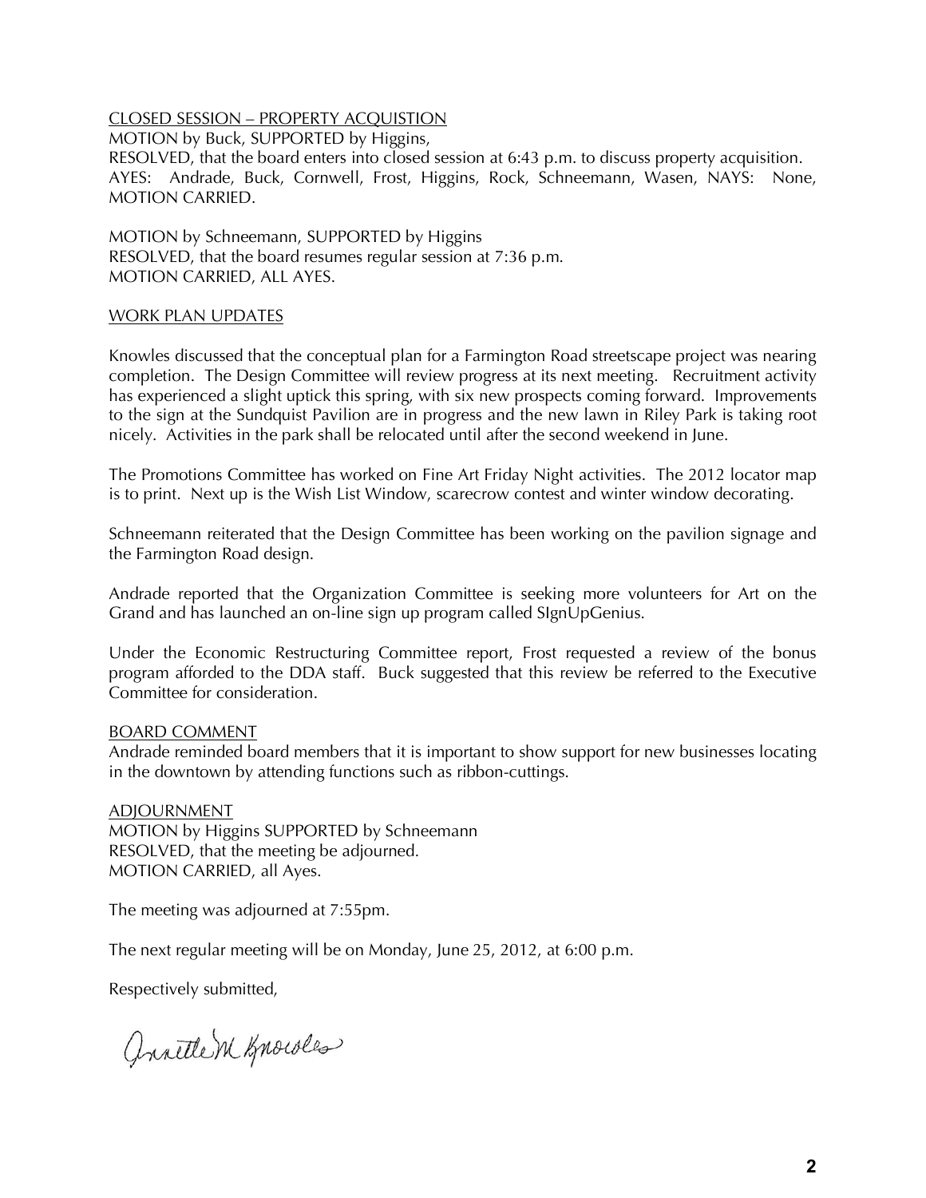CLOSED SESSION – PROPERTY ACQUISTION

MOTION by Buck, SUPPORTED by Higgins,
RESOLVED, that the board enters into closed session at 6:43 p.m. to discuss property acquisition.
AYES: Andrade, Buck, Cornwell, Frost, Higgins, Rock, Schneemann, Wasen, NAYS: None, MOTION CARRIED.

MOTION by Schneemann, SUPPORTED by Higgins
RESOLVED, that the board resumes regular session at 7:36 p.m.
MOTION CARRIED, ALL AYES.

WORK PLAN UPDATES

Knowles discussed that the conceptual plan for a Farmington Road streetscape project was nearing completion. The Design Committee will review progress at its next meeting. Recruitment activity has experienced a slight uptick this spring, with six new prospects coming forward. Improvements to the sign at the Sundquist Pavilion are in progress and the new lawn in Riley Park is taking root nicely. Activities in the park shall be relocated until after the second weekend in June.

The Promotions Committee has worked on Fine Art Friday Night activities. The 2012 locator map is to print. Next up is the Wish List Window, scarecrow contest and winter window decorating.

Schneemann reiterated that the Design Committee has been working on the pavilion signage and the Farmington Road design.

Andrade reported that the Organization Committee is seeking more volunteers for Art on the Grand and has launched an on-line sign up program called SIgnUpGenius.

Under the Economic Restructuring Committee report, Frost requested a review of the bonus program afforded to the DDA staff. Buck suggested that this review be referred to the Executive Committee for consideration.

BOARD COMMENT

Andrade reminded board members that it is important to show support for new businesses locating in the downtown by attending functions such as ribbon-cuttings.

ADJOURNMENT

MOTION by Higgins SUPPORTED by Schneemann
RESOLVED, that the meeting be adjourned.
MOTION CARRIED, all Ayes.

The meeting was adjourned at 7:55pm.

The next regular meeting will be on Monday, June 25, 2012, at 6:00 p.m.

Respectively submitted,

Annette M Knowles